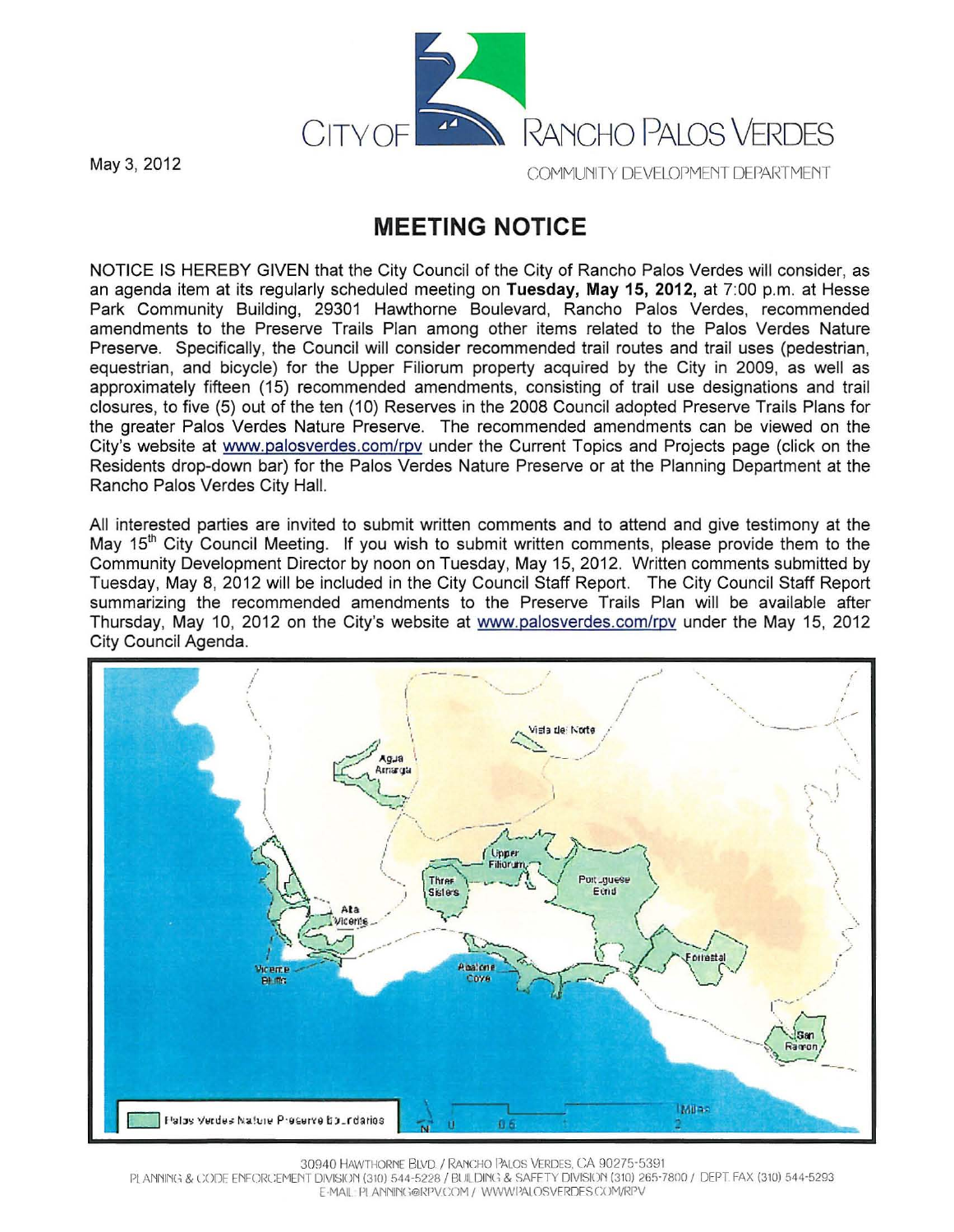CITY OF RANCHO PALOS VERDES

COMMUNITY DEVELOPMENT DEPARTMENT

May 3, 2012

# MEETING NOTICE

NOTICE IS HEREBY GIVEN that the City Council of the City of Rancho Palos Verdes will consider, as an agenda item at its regularly scheduled meeting on **Tuesday, May 15, 2012,** at 7:00 p.m. at Hesse Park Community Building, 29301 Hawthorne Boulevard, Rancho Palos Verdes, recommended amendments to the Preserve Trails Plan among other items related to the Palos Verdes Nature Preserve. Specifically, the Council will consider recommended trail routes and trail uses (pedestrian, equestrian, and bicycle) for the Upper Filiorum property acquired by the City in 2009, as well as approximately fifteen (15) recommended amendments, consisting of trail use designations and trail closures, to five (5) out of the ten (10) Reserves in the 2008 Council adopted Preserve Trails Plans for the greater Palos Verdes Nature Preserve. The recommended amendments can be viewed on the City's website at www.palosverdes.com/rpv under the Current Topics and Projects page (click on the Residents drop-down bar) for the Palos Verdes Nature Preserve or at the Planning Department at the Rancho Palos Verdes City Hall.

All interested parties are invited to submit written comments and to attend and give testimony at the May 15th City Council Meeting. If you wish to submit written comments, please provide them to the Community Development Director by noon on Tuesday, May 15, 2012. Written comments submitted by Tuesday, May 8, 2012 will be included in the City Council Staff Report. The City Council Staff Report summarizing the recommended amendments to the Preserve Trails Plan will be available after Thursday, May 10, 2012 on the City's website at www.palosverdes.com/rpv under the May 15, 2012 City Council Agenda.

Vista del Norte, Agua Amarga, Upper Filiorum, Three Sisters, Portuguese Bend, Alta Vicente, Vicente Bluffs, Abalone Cove, Forrestal, San Ramon

Palos Verdes Nature Preserve boundaries

0 0.5 1 Miles 2

30940 HAWTHORNE BLVD. / RANCHO PALOS VERDES, CA 90275-5391
PLANNING & CODE ENFORCEMENT DIVISION (310) 544-5228 / BUILDING & SAFETY DIVISION (310) 265-7800 / DEPT. FAX (310) 544-5293
E-MAIL: PLANNING@RPV.COM / WWW.PALOSVERDES.COM/RPV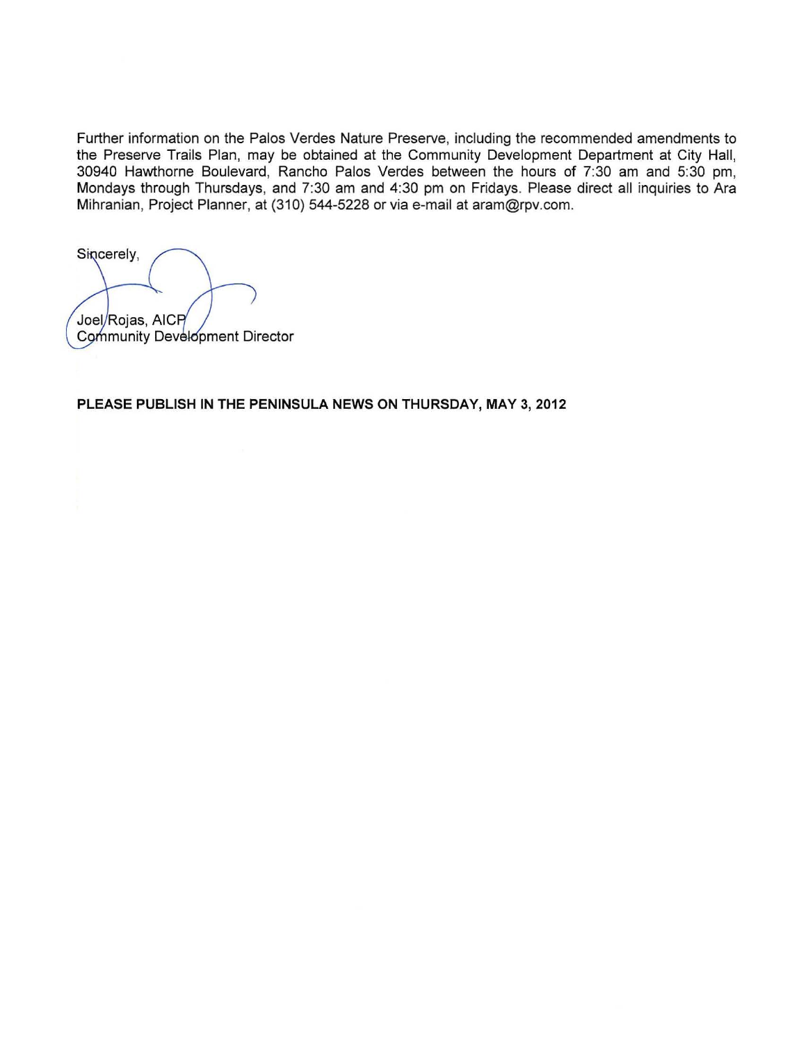Further information on the Palos Verdes Nature Preserve, including the recommended amendments to the Preserve Trails Plan, may be obtained at the Community Development Department at City Hall, 30940 Hawthorne Boulevard, Rancho Palos Verdes between the hours of 7:30 am and 5:30 pm, Mondays through Thursdays, and 7:30 am and 4:30 pm on Fridays. Please direct all inquiries to Ara Mihranian, Project Planner, at (310) 544-5228 or via e-mail at aram@rpv.com.

Sincerely,

Joel Rojas, AICP
Community Development Director

**PLEASE PUBLISH IN THE PENINSULA NEWS ON THURSDAY, MAY 3, 2012**